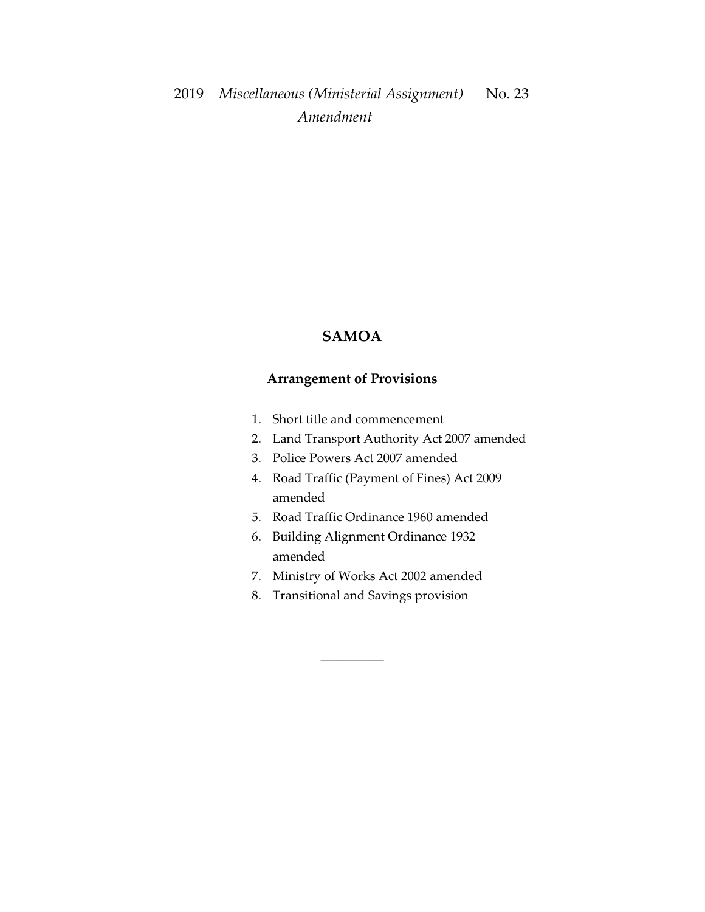2019 *Miscellaneous (Ministerial Assignment) Amendment* No. 23

# SAMOA

## Arrangement of Provisions

1. Short title and commencement
2. Land Transport Authority Act 2007 amended
3. Police Powers Act 2007 amended
4. Road Traffic (Payment of Fines) Act 2009 amended
5. Road Traffic Ordinance 1960 amended
6. Building Alignment Ordinance 1932 amended
7. Ministry of Works Act 2002 amended
8. Transitional and Savings provision

\_\_\_\_\_\_\_\_\_\_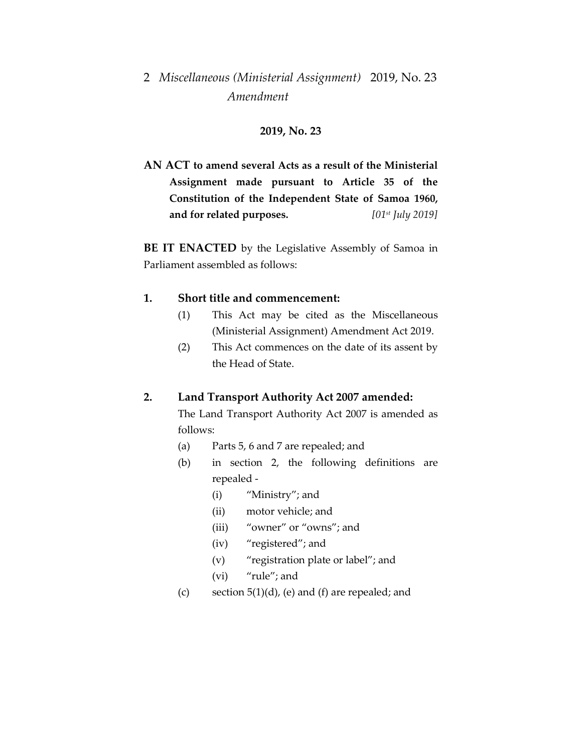## 2019, No. 23

**AN ACT to amend several Acts as a result of the Ministerial Assignment made pursuant to Article 35 of the Constitution of the Independent State of Samoa 1960, and for related purposes.** *[01st July 2019]*

**BE IT ENACTED** by the Legislative Assembly of Samoa in Parliament assembled as follows:

### 1. Short title and commencement:

(1) This Act may be cited as the Miscellaneous (Ministerial Assignment) Amendment Act 2019.

(2) This Act commences on the date of its assent by the Head of State.

### 2. Land Transport Authority Act 2007 amended:

The Land Transport Authority Act 2007 is amended as follows:

(a) Parts 5, 6 and 7 are repealed; and

(b) in section 2, the following definitions are repealed -

- (i) "Ministry"; and
- (ii) motor vehicle; and
- (iii) "owner" or "owns"; and
- (iv) "registered"; and
- (v) "registration plate or label"; and
- (vi) "rule"; and

(c) section 5(1)(d), (e) and (f) are repealed; and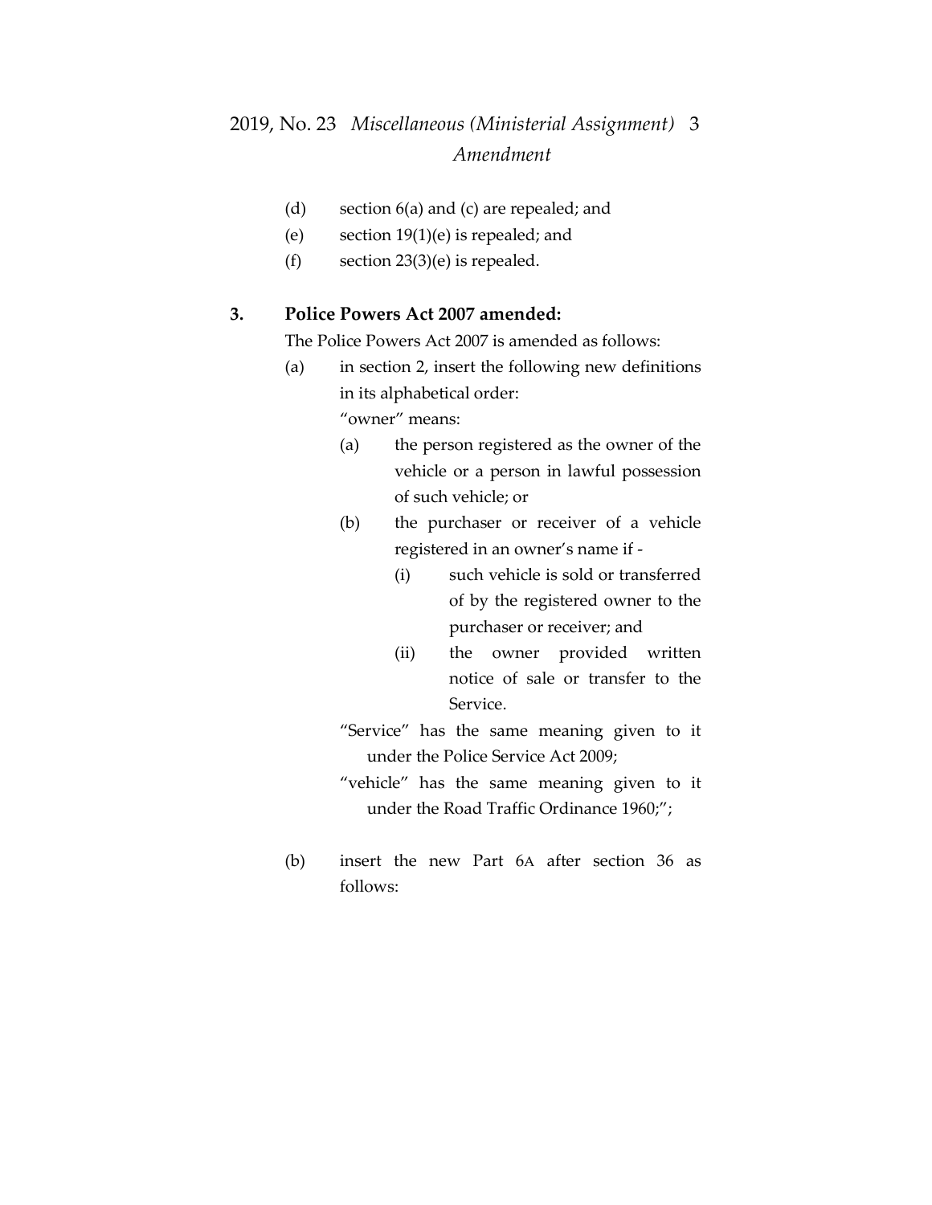(d) section 6(a) and (c) are repealed; and

(e) section 19(1)(e) is repealed; and

(f) section 23(3)(e) is repealed.

**3. Police Powers Act 2007 amended:**

The Police Powers Act 2007 is amended as follows:

(a) in section 2, insert the following new definitions in its alphabetical order:

“owner” means:

(a) the person registered as the owner of the vehicle or a person in lawful possession of such vehicle; or

(b) the purchaser or receiver of a vehicle registered in an owner’s name if -

(i) such vehicle is sold or transferred of by the registered owner to the purchaser or receiver; and

(ii) the owner provided written notice of sale or transfer to the Service.

“Service” has the same meaning given to it under the Police Service Act 2009;

“vehicle” has the same meaning given to it under the Road Traffic Ordinance 1960;”;

(b) insert the new Part 6A after section 36 as follows: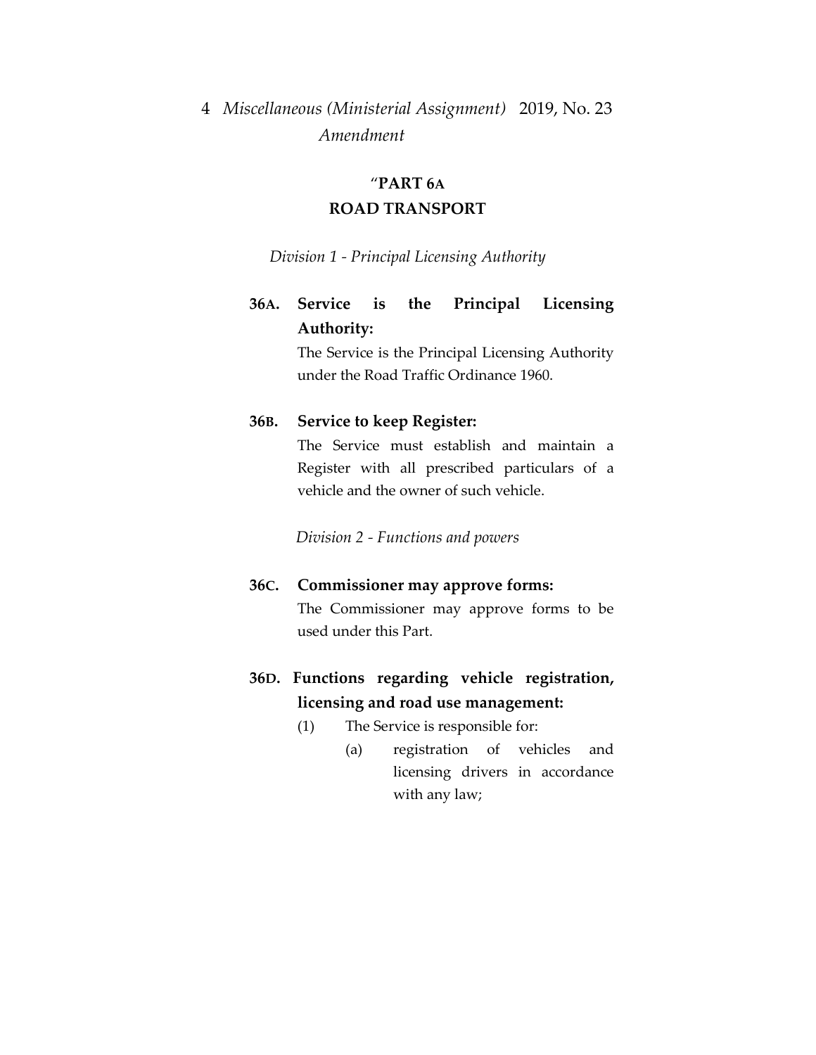"**PART 6A**
**ROAD TRANSPORT**

*Division 1 - Principal Licensing Authority*

**36A. Service is the Principal Licensing Authority:**

The Service is the Principal Licensing Authority under the Road Traffic Ordinance 1960.

**36B. Service to keep Register:**

The Service must establish and maintain a Register with all prescribed particulars of a vehicle and the owner of such vehicle.

*Division 2 - Functions and powers*

**36C. Commissioner may approve forms:**

The Commissioner may approve forms to be used under this Part.

**36D. Functions regarding vehicle registration, licensing and road use management:**

(1) The Service is responsible for:

(a) registration of vehicles and licensing drivers in accordance with any law;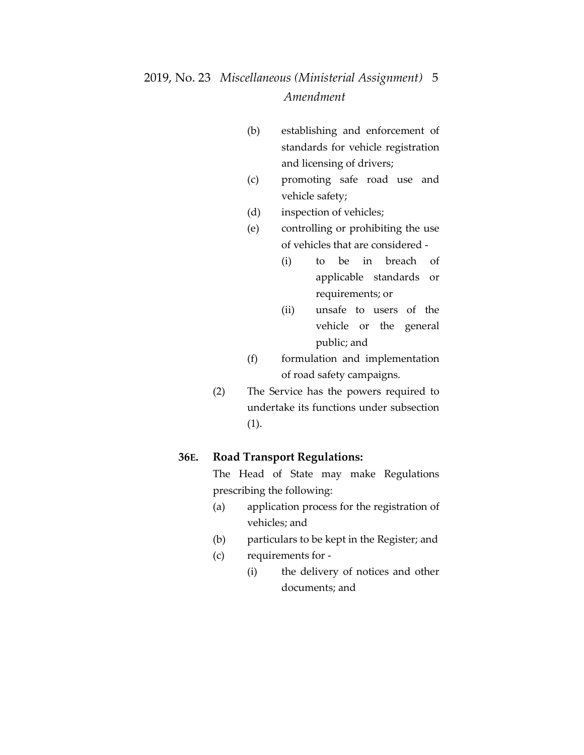(b) establishing and enforcement of standards for vehicle registration and licensing of drivers;

(c) promoting safe road use and vehicle safety;

(d) inspection of vehicles;

(e) controlling or prohibiting the use of vehicles that are considered -

   (i) to be in breach of applicable standards or requirements; or

   (ii) unsafe to users of the vehicle or the general public; and

(f) formulation and implementation of road safety campaigns.

(2) The Service has the powers required to undertake its functions under subsection (1).

**36E. Road Transport Regulations:**

The Head of State may make Regulations prescribing the following:

(a) application process for the registration of vehicles; and

(b) particulars to be kept in the Register; and

(c) requirements for -

   (i) the delivery of notices and other documents; and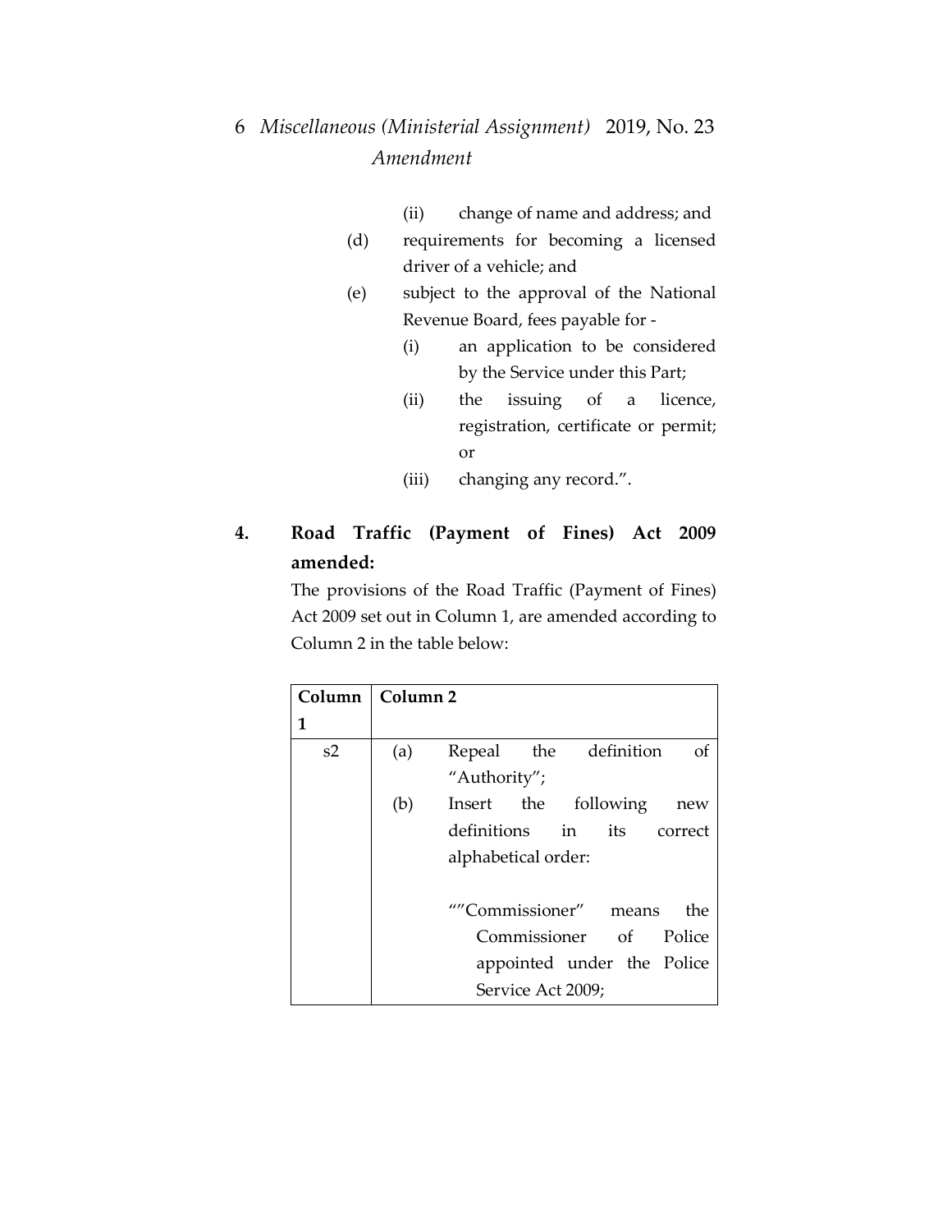(ii) change of name and address; and

(d) requirements for becoming a licensed driver of a vehicle; and

(e) subject to the approval of the National Revenue Board, fees payable for -

(i) an application to be considered by the Service under this Part;

(ii) the issuing of a licence, registration, certificate or permit; or

(iii) changing any record.".

**4. Road Traffic (Payment of Fines) Act 2009 amended:**

The provisions of the Road Traffic (Payment of Fines) Act 2009 set out in Column 1, are amended according to Column 2 in the table below:

| Column 1 | Column 2 |
| --- | --- |
| s2 | (a) Repeal the definition of "Authority";<br>(b) Insert the following new definitions in its correct alphabetical order:<br><br>""Commissioner" means the Commissioner of Police appointed under the Police Service Act 2009; |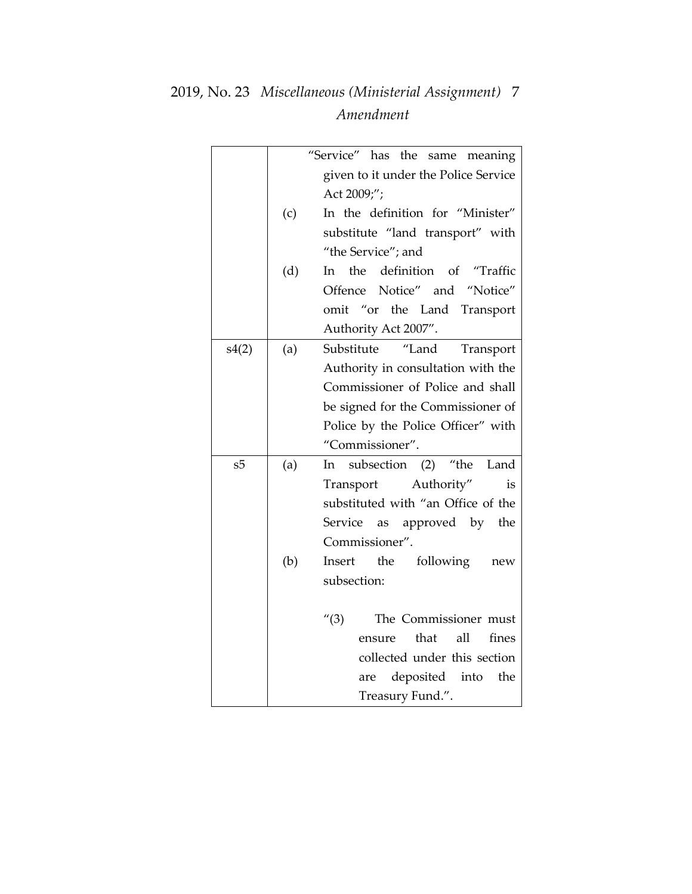| | | |
|---|---|---|
| | | "Service" has the same meaning given to it under the Police Service Act 2009;"; |
| | (c) | In the definition for "Minister" substitute "land transport" with "the Service"; and |
| | (d) | In the definition of "Traffic Offence Notice" and "Notice" omit "or the Land Transport Authority Act 2007". |
| s4(2) | (a) | Substitute "Land Transport Authority in consultation with the Commissioner of Police and shall be signed for the Commissioner of Police by the Police Officer" with "Commissioner". |
| s5 | (a) | In subsection (2) "the Land Transport Authority" is substituted with "an Office of the Service as approved by the Commissioner". |
| | (b) | Insert the following new subsection:<br><br>"(3) The Commissioner must ensure that all fines collected under this section are deposited into the Treasury Fund.". |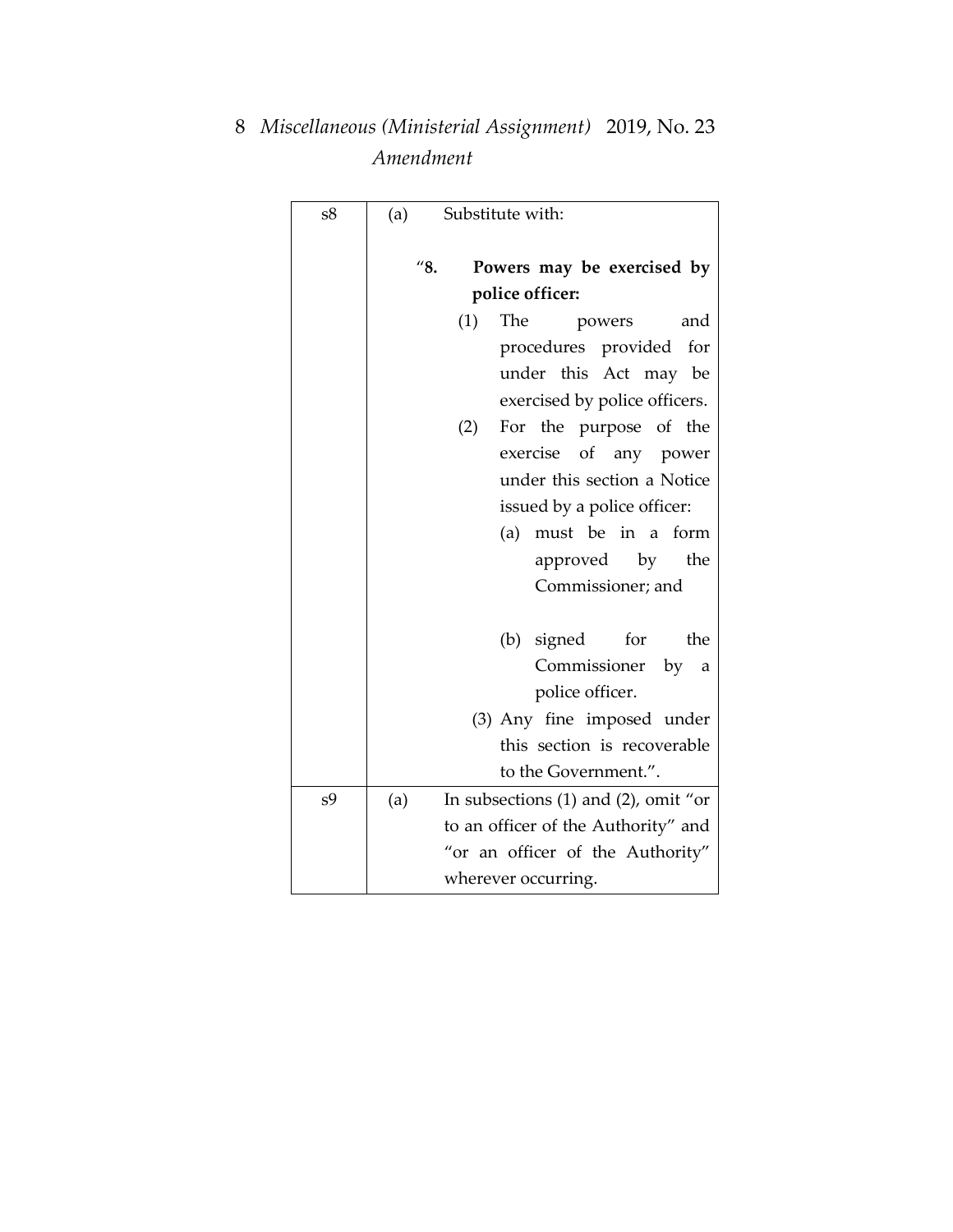| | | |
|---|---|---|
| s8 | (a) | Substitute with:<br><br>"**8. Powers may be exercised by police officer:**<br>(1) The powers and procedures provided for under this Act may be exercised by police officers.<br>(2) For the purpose of the exercise of any power under this section a Notice issued by a police officer:<br>(a) must be in a form approved by the Commissioner; and<br><br>(b) signed for the Commissioner by a police officer.<br>(3) Any fine imposed under this section is recoverable to the Government.". |
| s9 | (a) | In subsections (1) and (2), omit "or to an officer of the Authority" and "or an officer of the Authority" wherever occurring. |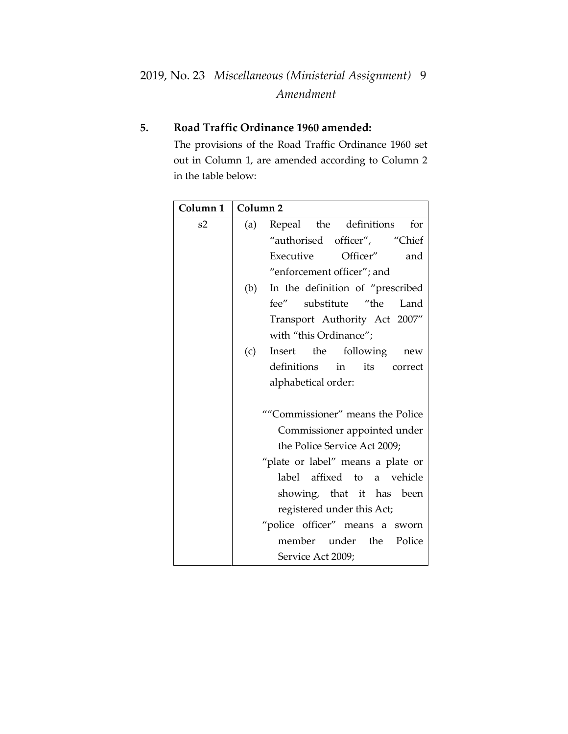**5. Road Traffic Ordinance 1960 amended:**

The provisions of the Road Traffic Ordinance 1960 set out in Column 1, are amended according to Column 2 in the table below:

| Column 1 | Column 2 |
|---|---|
| s2 | (a) Repeal the definitions for "authorised officer", "Chief Executive Officer" and "enforcement officer"; and<br>(b) In the definition of "prescribed fee" substitute "the Land Transport Authority Act 2007" with "this Ordinance";<br>(c) Insert the following new definitions in its correct alphabetical order:<br><br>""Commissioner" means the Police Commissioner appointed under the Police Service Act 2009;<br>"plate or label" means a plate or label affixed to a vehicle showing, that it has been registered under this Act;<br>"police officer" means a sworn member under the Police Service Act 2009; |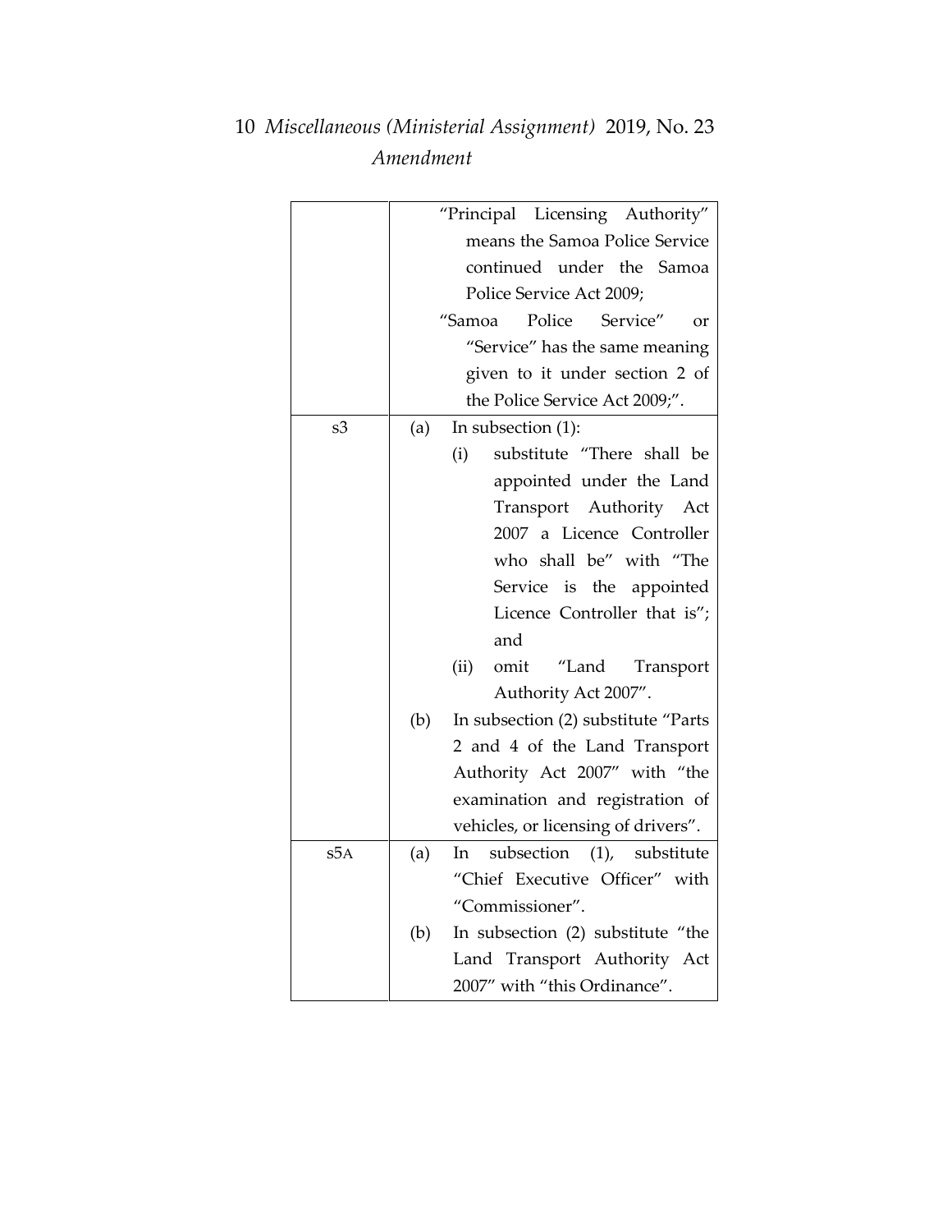| | |
|---|---|
| | "Principal Licensing Authority" means the Samoa Police Service continued under the Samoa Police Service Act 2009;<br>"Samoa Police Service" or "Service" has the same meaning given to it under section 2 of the Police Service Act 2009;". |
| s3 | (a) In subsection (1):<br>(i) substitute "There shall be appointed under the Land Transport Authority Act 2007 a Licence Controller who shall be" with "The Service is the appointed Licence Controller that is"; and<br>(ii) omit "Land Transport Authority Act 2007".<br>(b) In subsection (2) substitute "Parts 2 and 4 of the Land Transport Authority Act 2007" with "the examination and registration of vehicles, or licensing of drivers". |
| s5A | (a) In subsection (1), substitute "Chief Executive Officer" with "Commissioner".<br>(b) In subsection (2) substitute "the Land Transport Authority Act 2007" with "this Ordinance". |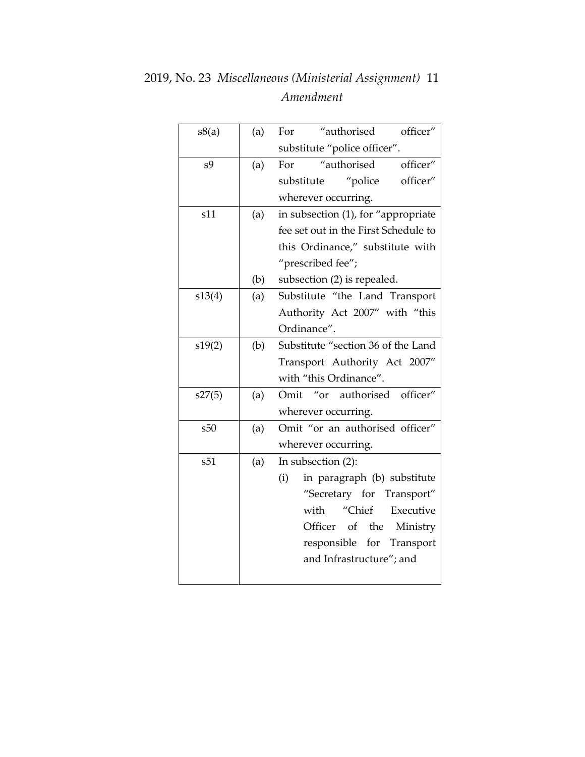| | | |
|---|---|---|
| s8(a) | (a) | For "authorised officer" substitute "police officer". |
| s9 | (a) | For "authorised officer" substitute "police officer" wherever occurring. |
| s11 | (a) | in subsection (1), for "appropriate fee set out in the First Schedule to this Ordinance," substitute with "prescribed fee"; |
| | (b) | subsection (2) is repealed. |
| s13(4) | (a) | Substitute "the Land Transport Authority Act 2007" with "this Ordinance". |
| s19(2) | (b) | Substitute "section 36 of the Land Transport Authority Act 2007" with "this Ordinance". |
| s27(5) | (a) | Omit "or authorised officer" wherever occurring. |
| s50 | (a) | Omit "or an authorised officer" wherever occurring. |
| s51 | (a) | In subsection (2): (i) in paragraph (b) substitute "Secretary for Transport" with "Chief Executive Officer of the Ministry responsible for Transport and Infrastructure"; and |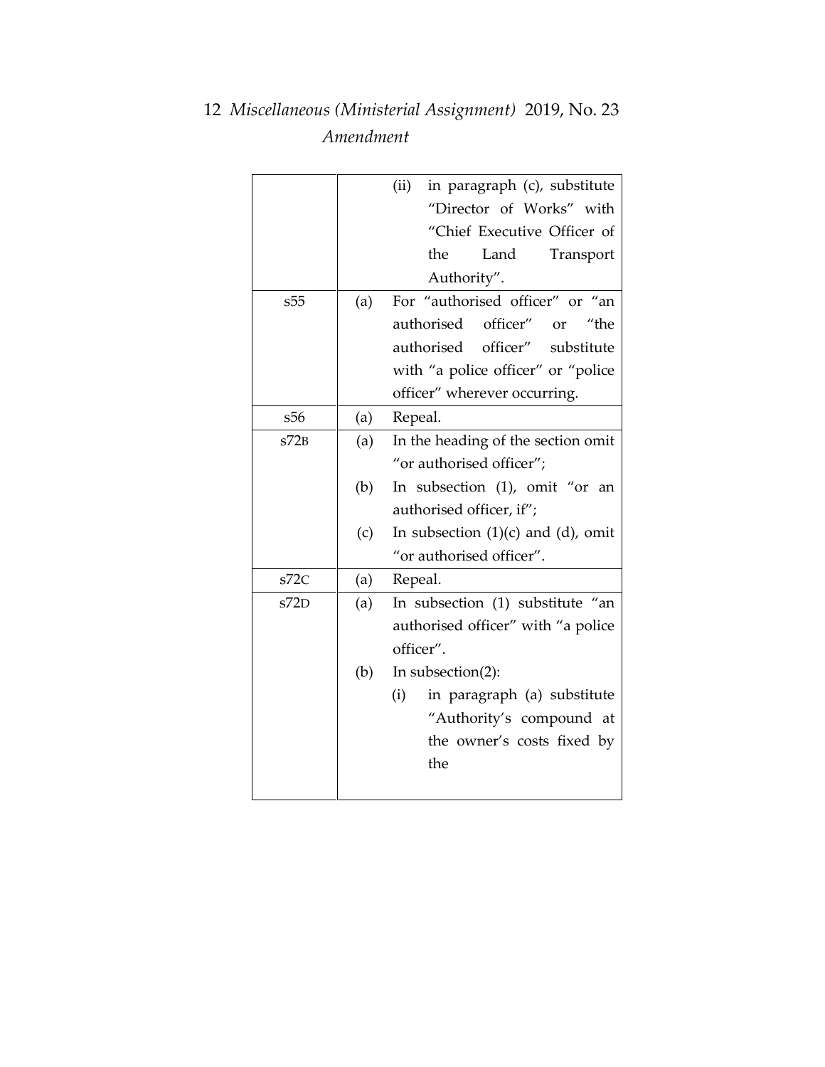| | | |
|---|---|---|
| | | (ii) in paragraph (c), substitute "Director of Works" with "Chief Executive Officer of the Land Transport Authority". |
| s55 | (a) | For "authorised officer" or "an authorised officer" or "the authorised officer" substitute with "a police officer" or "police officer" wherever occurring. |
| s56 | (a) | Repeal. |
| s72B | (a) | In the heading of the section omit "or authorised officer"; |
| | (b) | In subsection (1), omit "or an authorised officer, if"; |
| | (c) | In subsection (1)(c) and (d), omit "or authorised officer". |
| s72C | (a) | Repeal. |
| s72D | (a) | In subsection (1) substitute "an authorised officer" with "a police officer". |
| | (b) | In subsection(2): |
| | | (i) in paragraph (a) substitute "Authority's compound at the owner's costs fixed by the |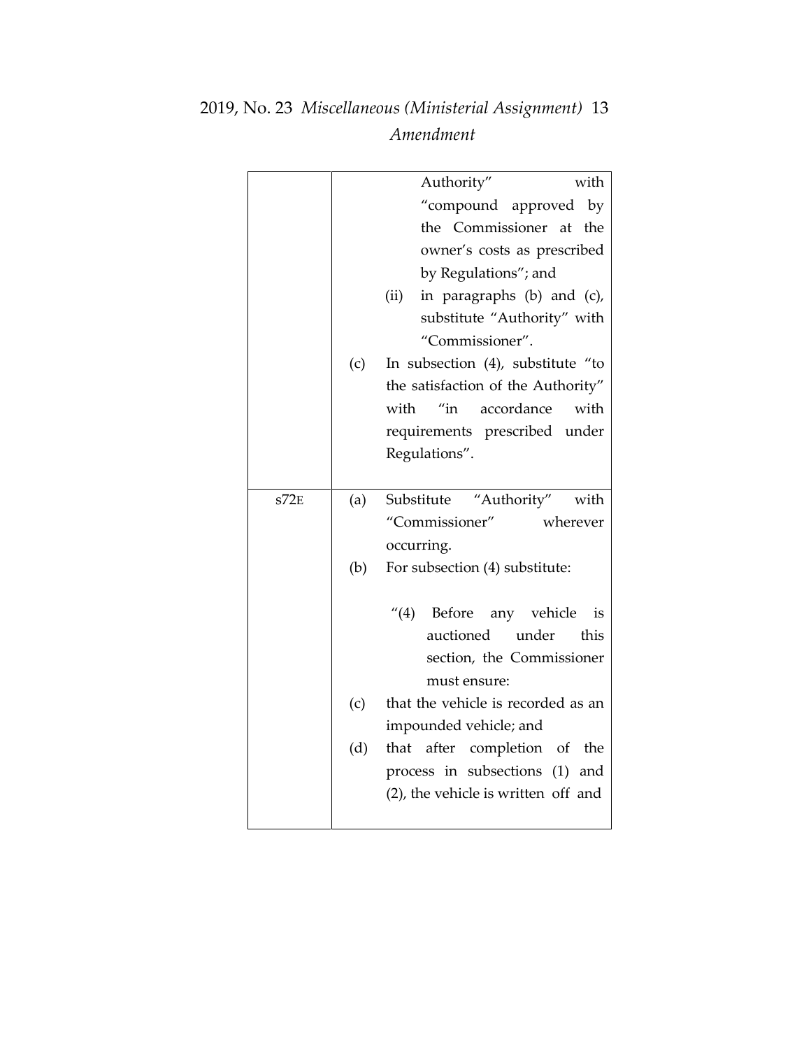| | |
|---|---|
| | Authority" with "compound approved by the Commissioner at the owner's costs as prescribed by Regulations"; and<br>(ii) in paragraphs (b) and (c), substitute "Authority" with "Commissioner".<br>(c) In subsection (4), substitute "to the satisfaction of the Authority" with "in accordance with requirements prescribed under Regulations". |
| s72E | (a) Substitute "Authority" with "Commissioner" wherever occurring.<br>(b) For subsection (4) substitute:<br><br>"(4) Before any vehicle is auctioned under this section, the Commissioner must ensure:<br>(c) that the vehicle is recorded as an impounded vehicle; and<br>(d) that after completion of the process in subsections (1) and (2), the vehicle is written off and |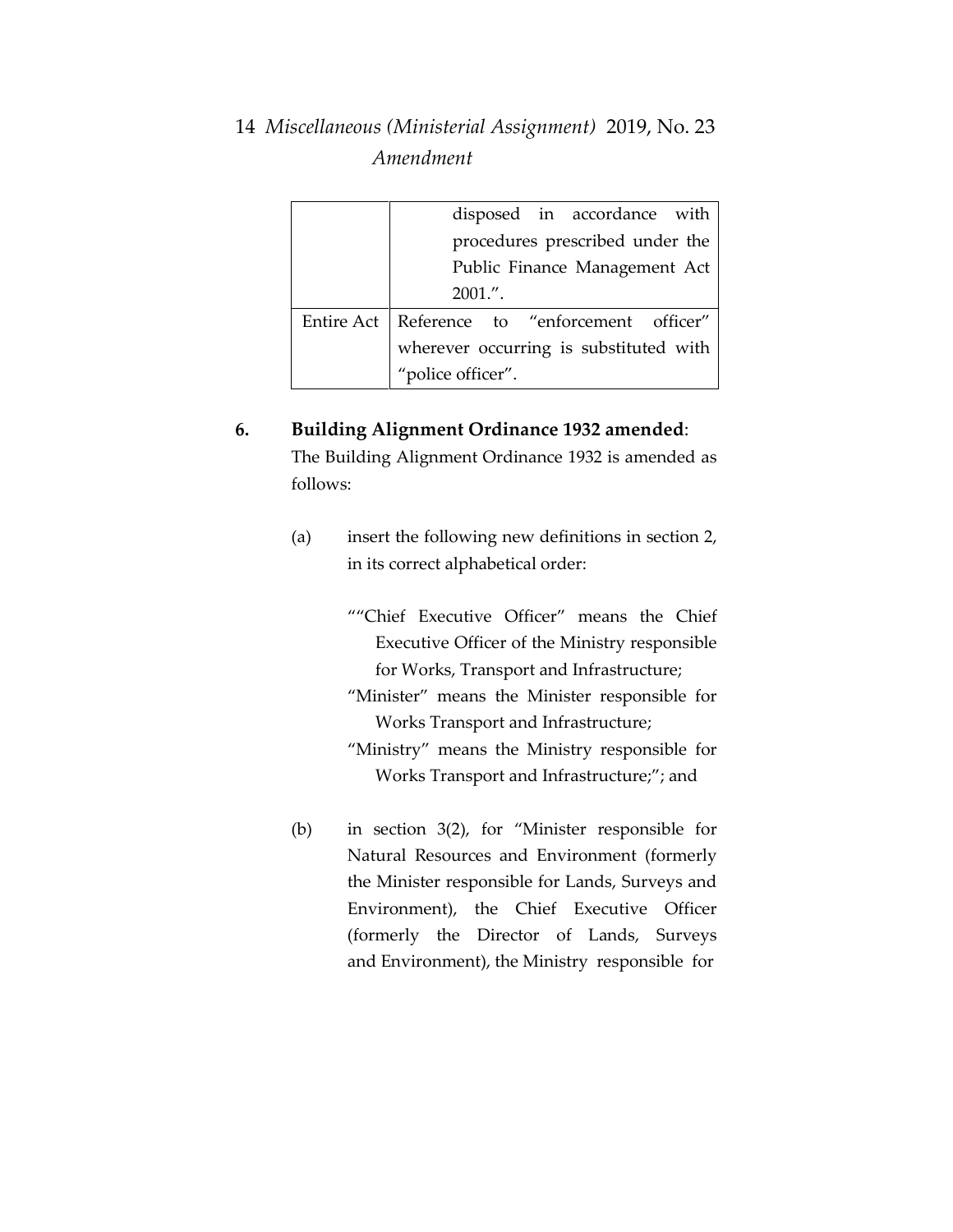| | |
|---|---|
| | disposed in accordance with procedures prescribed under the Public Finance Management Act 2001.”. |
| Entire Act | Reference to “enforcement officer” wherever occurring is substituted with “police officer”. |

**6. Building Alignment Ordinance 1932 amended**:

The Building Alignment Ordinance 1932 is amended as follows:

(a) insert the following new definitions in section 2, in its correct alphabetical order:

““Chief Executive Officer” means the Chief Executive Officer of the Ministry responsible for Works, Transport and Infrastructure;

“Minister” means the Minister responsible for Works Transport and Infrastructure;

“Ministry” means the Ministry responsible for Works Transport and Infrastructure;”; and

(b) in section 3(2), for “Minister responsible for Natural Resources and Environment (formerly the Minister responsible for Lands, Surveys and Environment), the Chief Executive Officer (formerly the Director of Lands, Surveys and Environment), the Ministry responsible for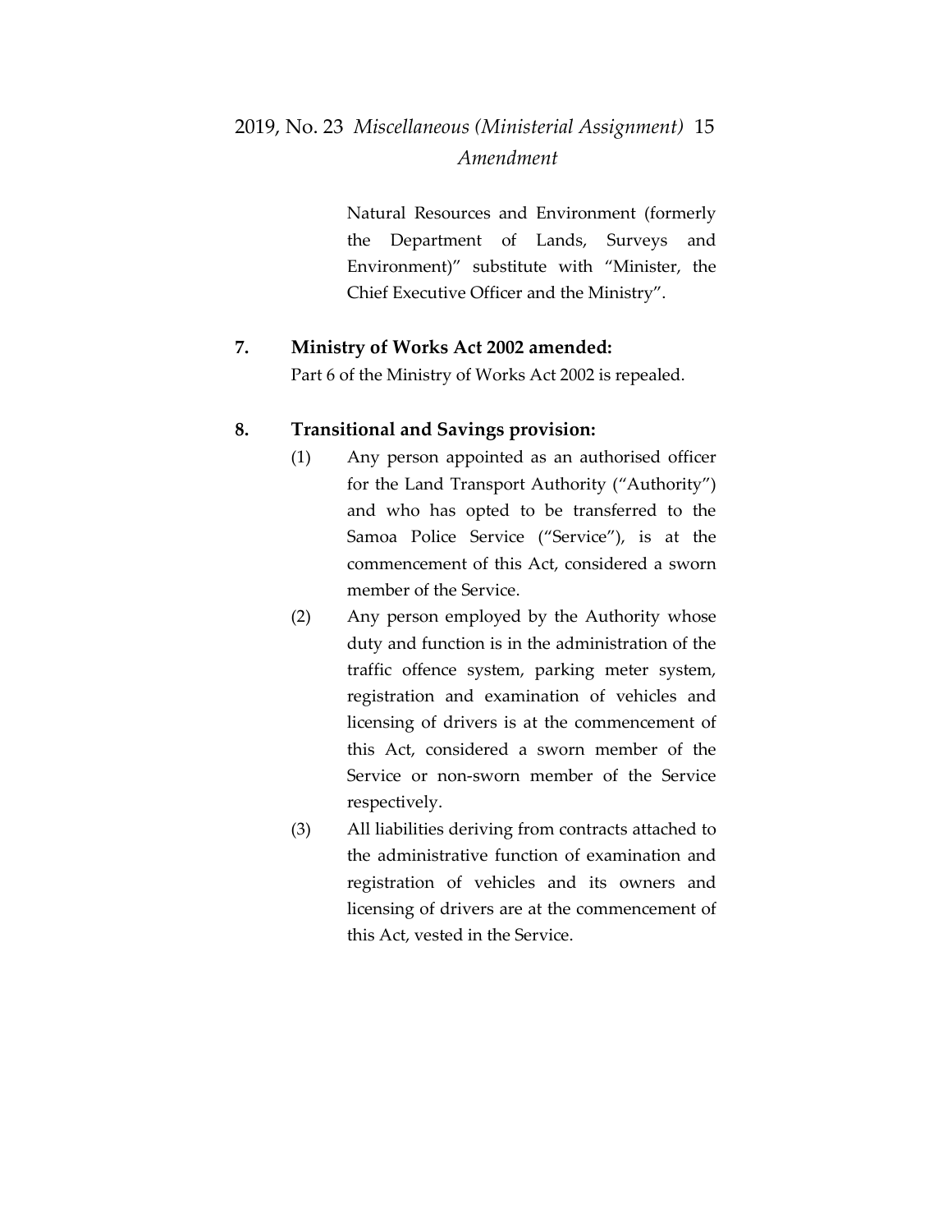Natural Resources and Environment (formerly the Department of Lands, Surveys and Environment)" substitute with "Minister, the Chief Executive Officer and the Ministry".

**7. Ministry of Works Act 2002 amended:**

Part 6 of the Ministry of Works Act 2002 is repealed.

**8. Transitional and Savings provision:**

(1) Any person appointed as an authorised officer for the Land Transport Authority ("Authority") and who has opted to be transferred to the Samoa Police Service ("Service"), is at the commencement of this Act, considered a sworn member of the Service.

(2) Any person employed by the Authority whose duty and function is in the administration of the traffic offence system, parking meter system, registration and examination of vehicles and licensing of drivers is at the commencement of this Act, considered a sworn member of the Service or non-sworn member of the Service respectively.

(3) All liabilities deriving from contracts attached to the administrative function of examination and registration of vehicles and its owners and licensing of drivers are at the commencement of this Act, vested in the Service.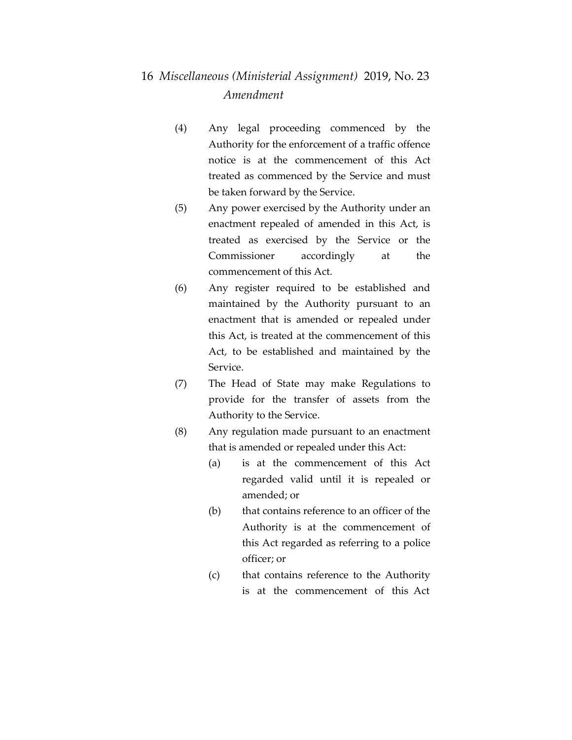(4) Any legal proceeding commenced by the Authority for the enforcement of a traffic offence notice is at the commencement of this Act treated as commenced by the Service and must be taken forward by the Service.

(5) Any power exercised by the Authority under an enactment repealed of amended in this Act, is treated as exercised by the Service or the Commissioner accordingly at the commencement of this Act.

(6) Any register required to be established and maintained by the Authority pursuant to an enactment that is amended or repealed under this Act, is treated at the commencement of this Act, to be established and maintained by the Service.

(7) The Head of State may make Regulations to provide for the transfer of assets from the Authority to the Service.

(8) Any regulation made pursuant to an enactment that is amended or repealed under this Act:

   (a) is at the commencement of this Act regarded valid until it is repealed or amended; or

   (b) that contains reference to an officer of the Authority is at the commencement of this Act regarded as referring to a police officer; or

   (c) that contains reference to the Authority is at the commencement of this Act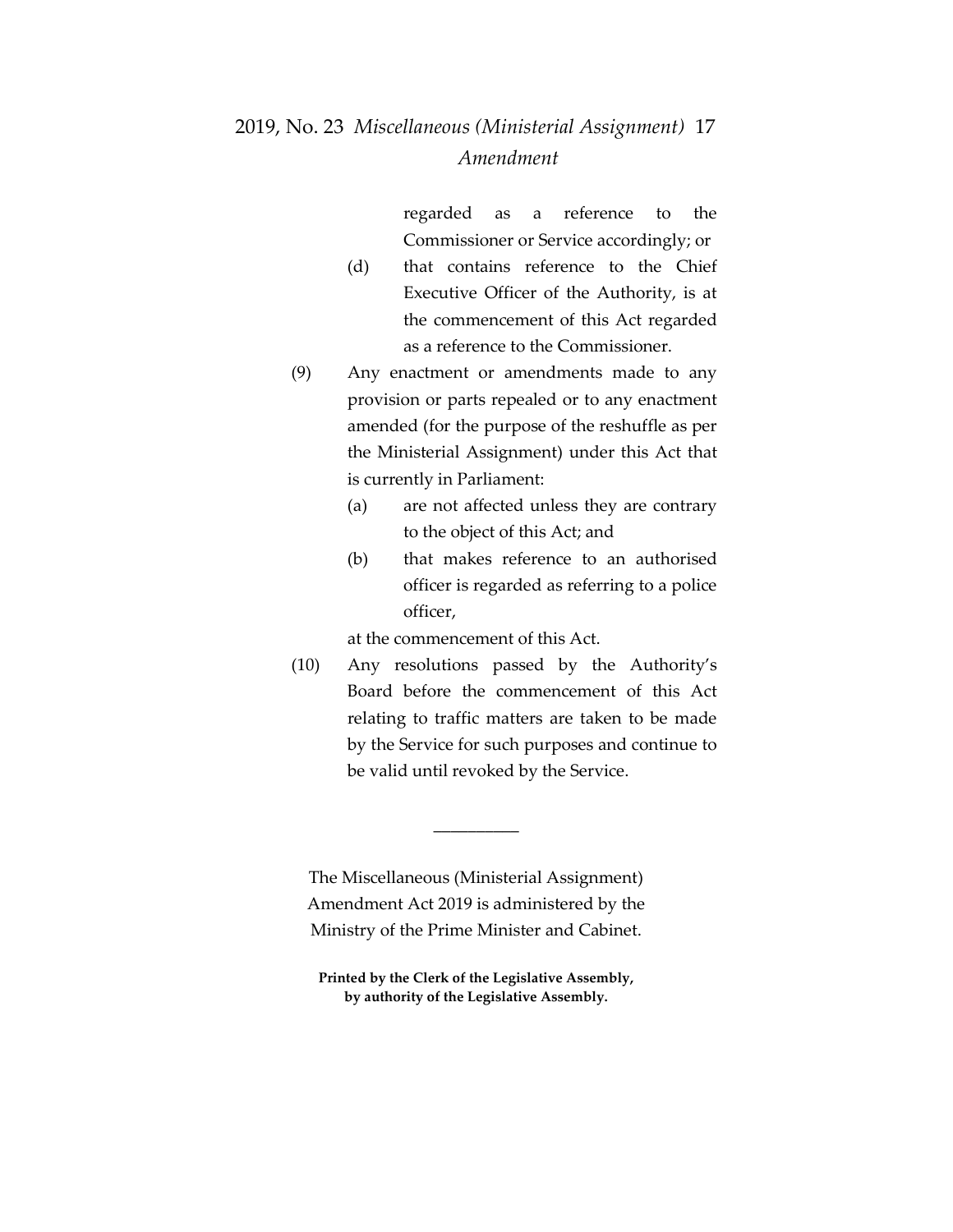regarded as a reference to the Commissioner or Service accordingly; or

(d) that contains reference to the Chief Executive Officer of the Authority, is at the commencement of this Act regarded as a reference to the Commissioner.

(9) Any enactment or amendments made to any provision or parts repealed or to any enactment amended (for the purpose of the reshuffle as per the Ministerial Assignment) under this Act that is currently in Parliament:

(a) are not affected unless they are contrary to the object of this Act; and

(b) that makes reference to an authorised officer is regarded as referring to a police officer,

at the commencement of this Act.

(10) Any resolutions passed by the Authority's Board before the commencement of this Act relating to traffic matters are taken to be made by the Service for such purposes and continue to be valid until revoked by the Service.

---

The Miscellaneous (Ministerial Assignment) Amendment Act 2019 is administered by the Ministry of the Prime Minister and Cabinet.

**Printed by the Clerk of the Legislative Assembly, by authority of the Legislative Assembly.**